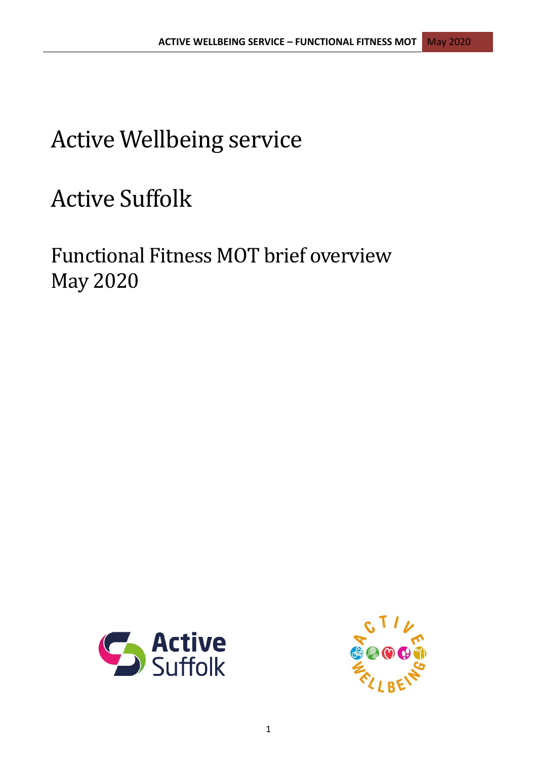# Active Wellbeing service

# Active Suffolk

## Functional Fitness MOT brief overview
## May 2020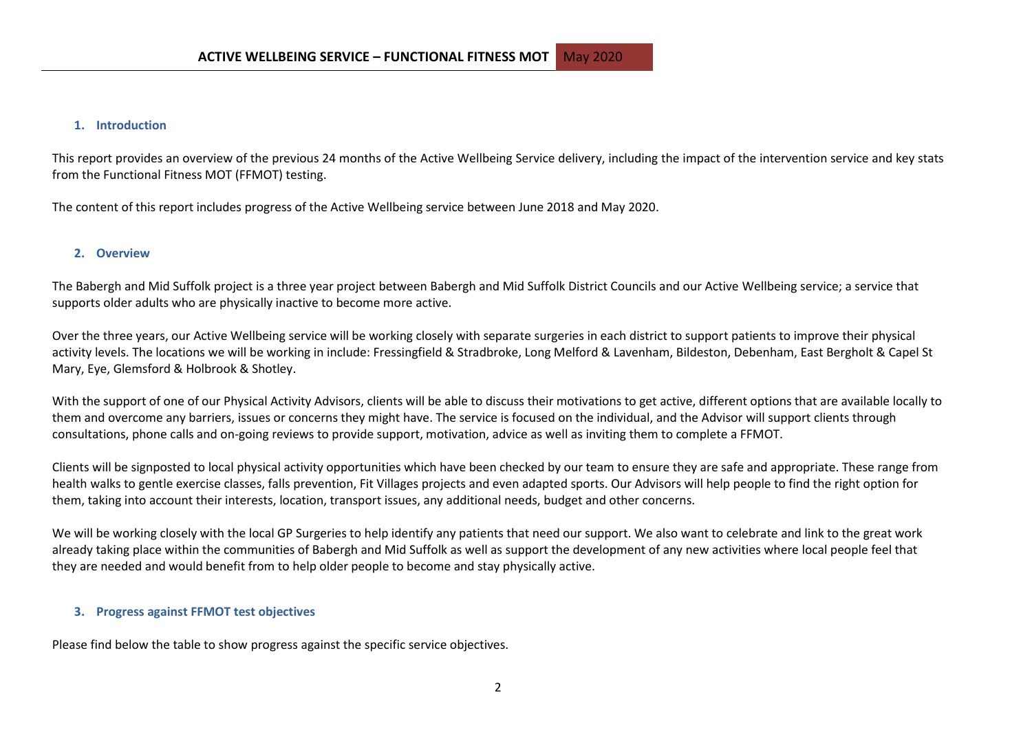## 1. Introduction

This report provides an overview of the previous 24 months of the Active Wellbeing Service delivery, including the impact of the intervention service and key stats from the Functional Fitness MOT (FFMOT) testing.

The content of this report includes progress of the Active Wellbeing service between June 2018 and May 2020.

## 2. Overview

The Babergh and Mid Suffolk project is a three year project between Babergh and Mid Suffolk District Councils and our Active Wellbeing service; a service that supports older adults who are physically inactive to become more active.

Over the three years, our Active Wellbeing service will be working closely with separate surgeries in each district to support patients to improve their physical activity levels. The locations we will be working in include: Fressingfield & Stradbroke, Long Melford & Lavenham, Bildeston, Debenham, East Bergholt & Capel St Mary, Eye, Glemsford & Holbrook & Shotley.

With the support of one of our Physical Activity Advisors, clients will be able to discuss their motivations to get active, different options that are available locally to them and overcome any barriers, issues or concerns they might have. The service is focused on the individual, and the Advisor will support clients through consultations, phone calls and on-going reviews to provide support, motivation, advice as well as inviting them to complete a FFMOT.

Clients will be signposted to local physical activity opportunities which have been checked by our team to ensure they are safe and appropriate. These range from health walks to gentle exercise classes, falls prevention, Fit Villages projects and even adapted sports. Our Advisors will help people to find the right option for them, taking into account their interests, location, transport issues, any additional needs, budget and other concerns.

We will be working closely with the local GP Surgeries to help identify any patients that need our support. We also want to celebrate and link to the great work already taking place within the communities of Babergh and Mid Suffolk as well as support the development of any new activities where local people feel that they are needed and would benefit from to help older people to become and stay physically active.

## 3. Progress against FFMOT test objectives

Please find below the table to show progress against the specific service objectives.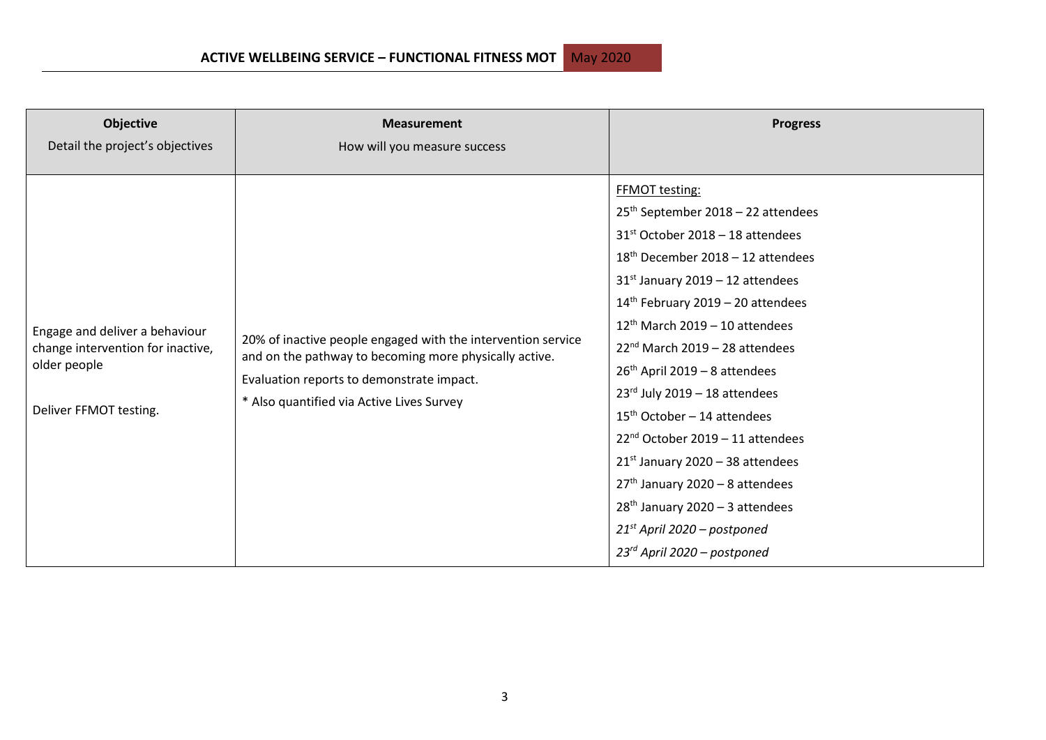**ACTIVE WELLBEING SERVICE – FUNCTIONAL FITNESS MOT** May 2020

| Objective<br>Detail the project's objectives | Measurement<br>How will you measure success | Progress |
| --- | --- | --- |
| Engage and deliver a behaviour change intervention for inactive, older people<br><br>Deliver FFMOT testing. | 20% of inactive people engaged with the intervention service and on the pathway to becoming more physically active.<br>Evaluation reports to demonstrate impact.<br>* Also quantified via Active Lives Survey | FFMOT testing:<br>25th September 2018 – 22 attendees<br>31st October 2018 – 18 attendees<br>18th December 2018 – 12 attendees<br>31st January 2019 – 12 attendees<br>14th February 2019 – 20 attendees<br>12th March 2019 – 10 attendees<br>22nd March 2019 – 28 attendees<br>26th April 2019 – 8 attendees<br>23rd July 2019 – 18 attendees<br>15th October – 14 attendees<br>22nd October 2019 – 11 attendees<br>21st January 2020 – 38 attendees<br>27th January 2020 – 8 attendees<br>28th January 2020 – 3 attendees<br>*21st April 2020 – postponed*<br>*23rd April 2020 – postponed* |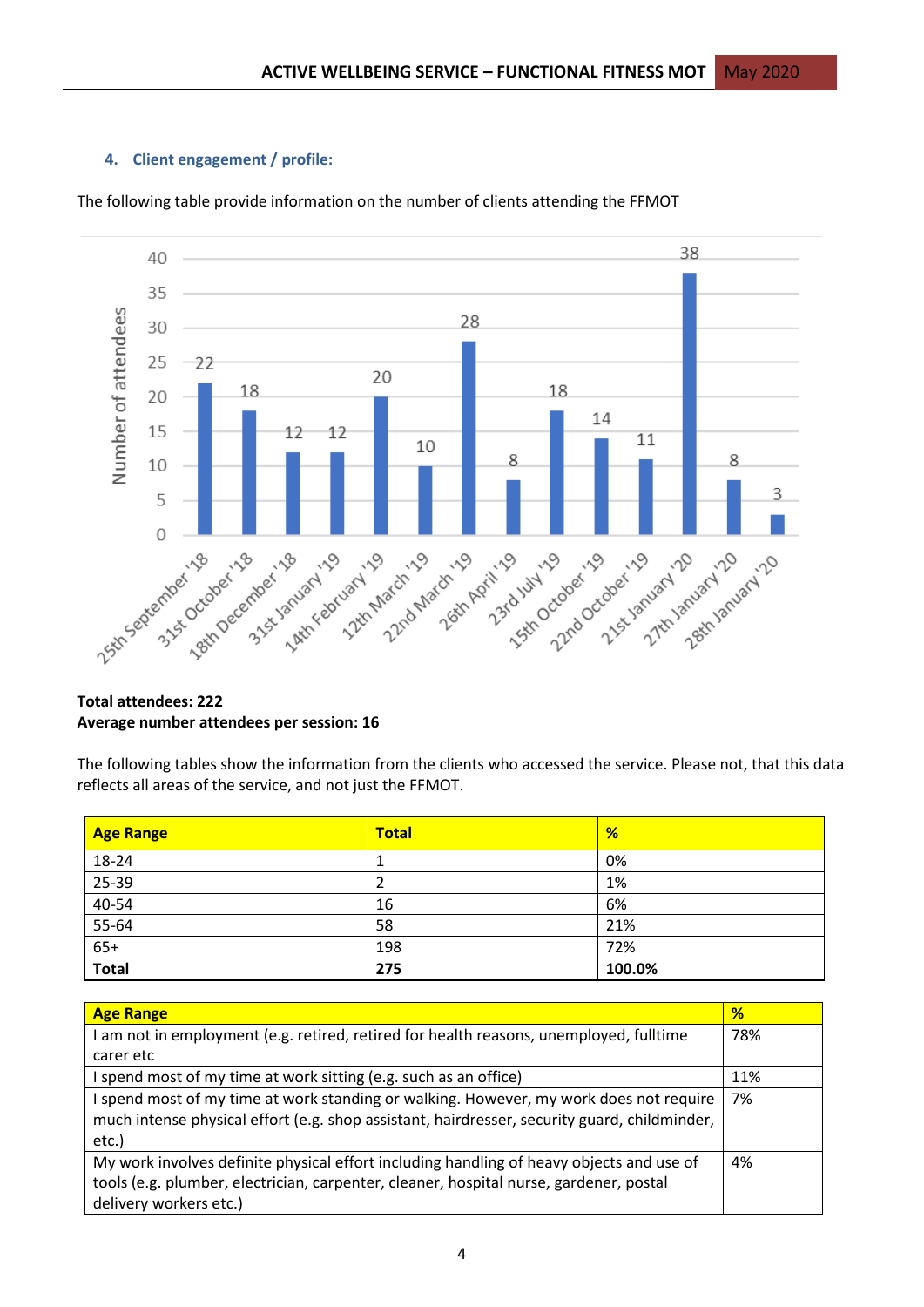## 4. Client engagement / profile:

The following table provide information on the number of clients attending the FFMOT

| Date | Number of attendees |
|---|---|
| 25th September '18 | 22 |
| 31st October '18 | 18 |
| 18th December '18 | 12 |
| 31st January '19 | 12 |
| 14th February '19 | 20 |
| 12th March '19 | 10 |
| 22nd March '19 | 28 |
| 26th April '19 | 8 |
| 23rd July '19 | 18 |
| 15th October '19 | 14 |
| 22nd October '19 | 11 |
| 21st January '20 | 38 |
| 27th January '20 | 8 |
| 28th January '20 | 3 |

**Total attendees: 222**
**Average number attendees per session: 16**

The following tables show the information from the clients who accessed the service. Please not, that this data reflects all areas of the service, and not just the FFMOT.

| Age Range | Total | % |
|---|---|---|
| 18-24 | 1 | 0% |
| 25-39 | 2 | 1% |
| 40-54 | 16 | 6% |
| 55-64 | 58 | 21% |
| 65+ | 198 | 72% |
| **Total** | **275** | **100.0%** |

| Age Range | % |
|---|---|
| I am not in employment (e.g. retired, retired for health reasons, unemployed, fulltime carer etc | 78% |
| I spend most of my time at work sitting (e.g. such as an office) | 11% |
| I spend most of my time at work standing or walking. However, my work does not require much intense physical effort (e.g. shop assistant, hairdresser, security guard, childminder, etc.) | 7% |
| My work involves definite physical effort including handling of heavy objects and use of tools (e.g. plumber, electrician, carpenter, cleaner, hospital nurse, gardener, postal delivery workers etc.) | 4% |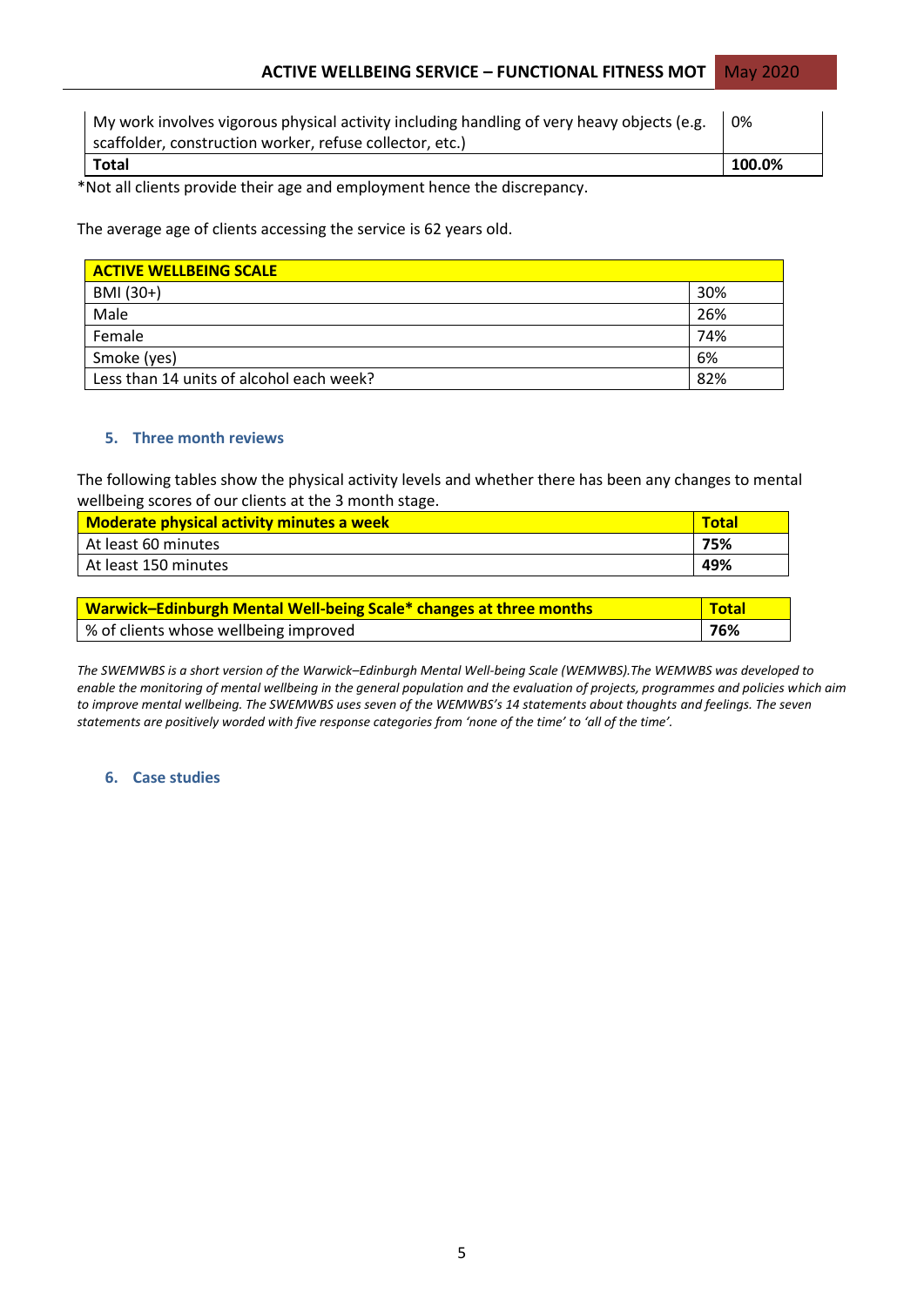| My work involves vigorous physical activity including handling of very heavy objects (e.g. scaffolder, construction worker, refuse collector, etc.) | 0% |
|---|---|
| **Total** | **100.0%** |

*Not all clients provide their age and employment hence the discrepancy.

The average age of clients accessing the service is 62 years old.

| **ACTIVE WELLBEING SCALE** | |
|---|---|
| BMI (30+) | 30% |
| Male | 26% |
| Female | 74% |
| Smoke (yes) | 6% |
| Less than 14 units of alcohol each week? | 82% |

## 5. Three month reviews

The following tables show the physical activity levels and whether there has been any changes to mental wellbeing scores of our clients at the 3 month stage.

| **Moderate physical activity minutes a week** | **Total** |
|---|---|
| At least 60 minutes | **75%** |
| At least 150 minutes | **49%** |

| **Warwick–Edinburgh Mental Well-being Scale* changes at three months** | **Total** |
|---|---|
| % of clients whose wellbeing improved | **76%** |

*The SWEMWBS is a short version of the Warwick–Edinburgh Mental Well-being Scale (WEMWBS).The WEMWBS was developed to enable the monitoring of mental wellbeing in the general population and the evaluation of projects, programmes and policies which aim to improve mental wellbeing. The SWEMWBS uses seven of the WEMWBS's 14 statements about thoughts and feelings. The seven statements are positively worded with five response categories from 'none of the time' to 'all of the time'.*

## 6. Case studies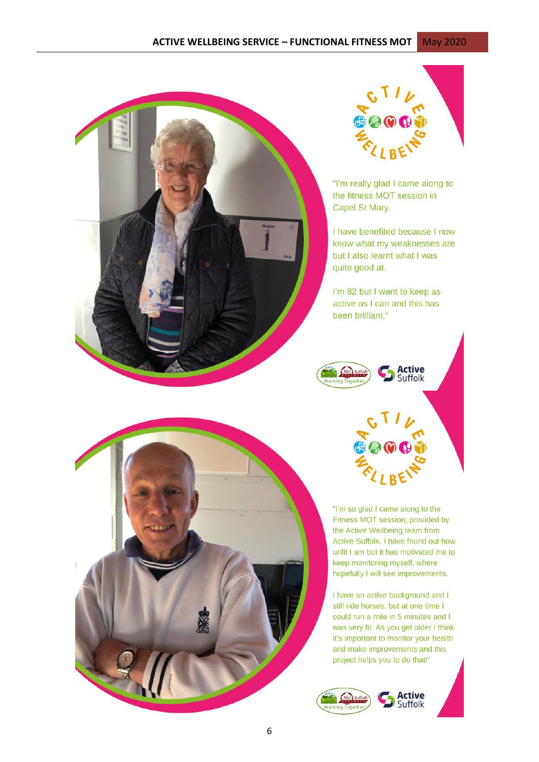"I'm really glad I came along to the fitness MOT session in Capel St Mary.

I have benefited because I now know what my weaknesses are but I also learnt what I was quite good at.

I'm 82 but I want to keep as active as I can and this has been brilliant."

"I'm so glad I came along to the Fitness MOT session, provided by the Active Wellbeing team from Active Suffolk. I have found out how unfit I am but it has motivated me to keep monitoring myself, where hopefully I will see improvements.

I have an active background and I still ride horses, but at one time I could run a mile in 5 minutes and I was very fit. As you get older I think it's important to monitor your health and make improvements and this project helps you to do that!"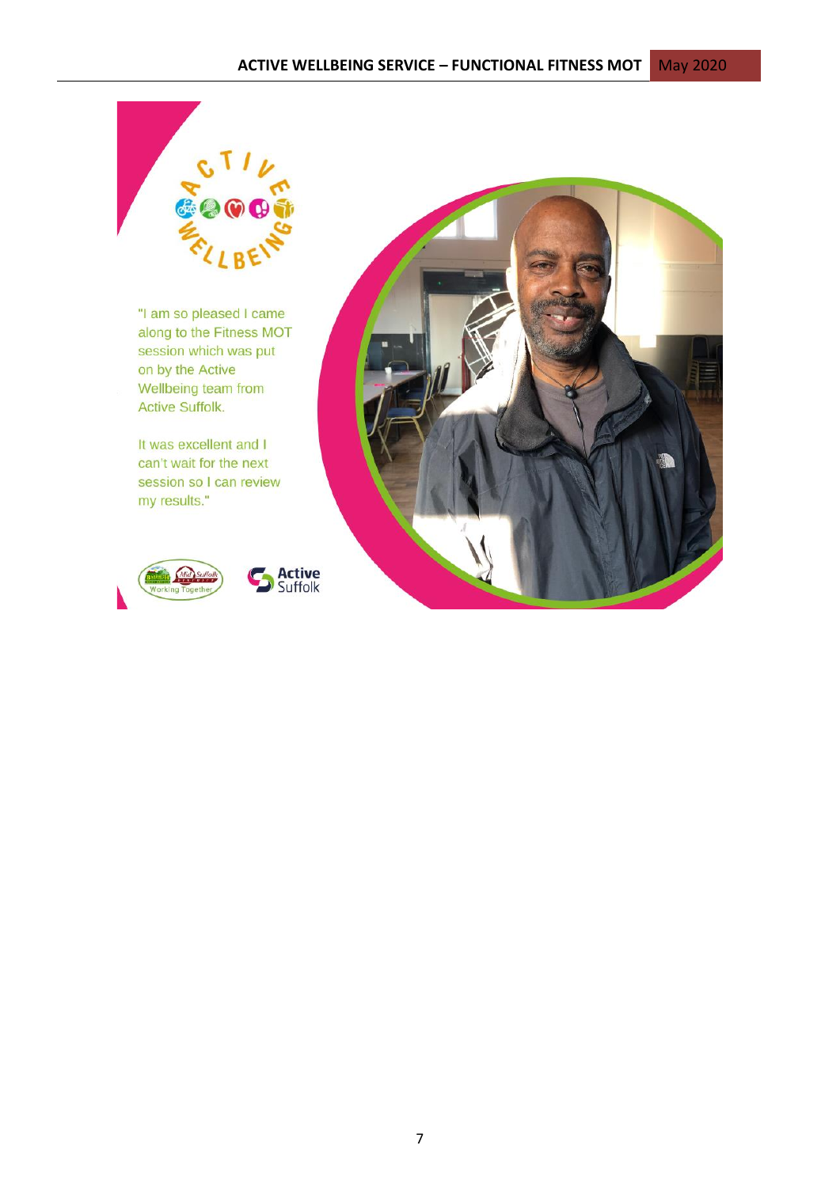"I am so pleased I came along to the Fitness MOT session which was put on by the Active Wellbeing team from Active Suffolk.

It was excellent and I can't wait for the next session so I can review my results."